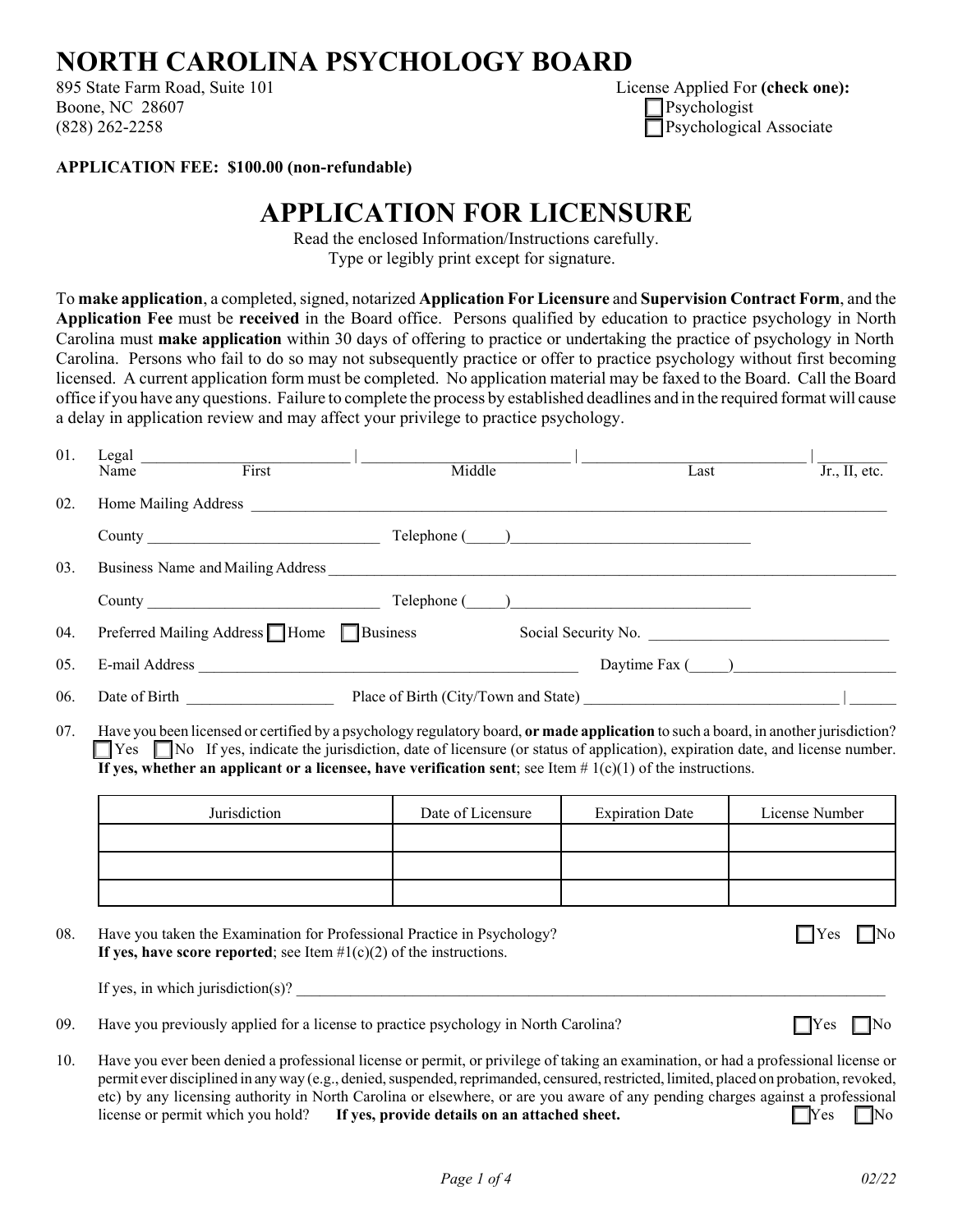// NORTH CAROLINA PSYCHOLOGY BOARD

# NORTH CAROLINA PSYCHOLOGY BOARD

895 State Farm Road, Suite 101
Boone, NC 28607
(828) 262-2258

License Applied For **(check one):**
☐ Psychologist
☐ Psychological Associate

**APPLICATION FEE: $100.00 (non-refundable)**

## APPLICATION FOR LICENSURE

Read the enclosed Information/Instructions carefully.
Type or legibly print except for signature.

To **make application**, a completed, signed, notarized **Application For Licensure** and **Supervision Contract Form**, and the **Application Fee** must be **received** in the Board office. Persons qualified by education to practice psychology in North Carolina must **make application** within 30 days of offering to practice or undertaking the practice of psychology in North Carolina. Persons who fail to do so may not subsequently practice or offer to practice psychology without first becoming licensed. A current application form must be completed. No application material may be faxed to the Board. Call the Board office if you have any questions. Failure to complete the process by established deadlines and in the required format will cause a delay in application review and may affect your privilege to practice psychology.

01. Legal Name ____________ First | ____________ Middle | ____________ Last | ______ Jr., II, etc.

02. Home Mailing Address ________________________________________

County ____________________ Telephone (____)____________________

03. Business Name and Mailing Address ________________________________________

County ____________________ Telephone (____)____________________

04. Preferred Mailing Address ☐ Home ☐ Business Social Security No. ____________________

05. E-mail Address ________________________________ Daytime Fax (____)____________________

06. Date of Birth ______________ Place of Birth (City/Town and State) ____________________ | ______

07. Have you been licensed or certified by a psychology regulatory board, **or made application** to such a board, in another jurisdiction? ☐ Yes ☐ No If yes, indicate the jurisdiction, date of licensure (or status of application), expiration date, and license number. **If yes, whether an applicant or a licensee, have verification sent**; see Item # 1(c)(1) of the instructions.

| Jurisdiction | Date of Licensure | Expiration Date | License Number |
|---|---|---|---|
| | | | |
| | | | |
| | | | |

08. Have you taken the Examination for Professional Practice in Psychology? ☐ Yes ☐ No
**If yes, have score reported**; see Item #1(c)(2) of the instructions.

If yes, in which jurisdiction(s)? ________________________________________

09. Have you previously applied for a license to practice psychology in North Carolina? ☐ Yes ☐ No

10. Have you ever been denied a professional license or permit, or privilege of taking an examination, or had a professional license or permit ever disciplined in any way (e.g., denied, suspended, reprimanded, censured, restricted, limited, placed on probation, revoked, etc) by any licensing authority in North Carolina or elsewhere, or are you aware of any pending charges against a professional license or permit which you hold? **If yes, provide details on an attached sheet.** ☐ Yes ☐ No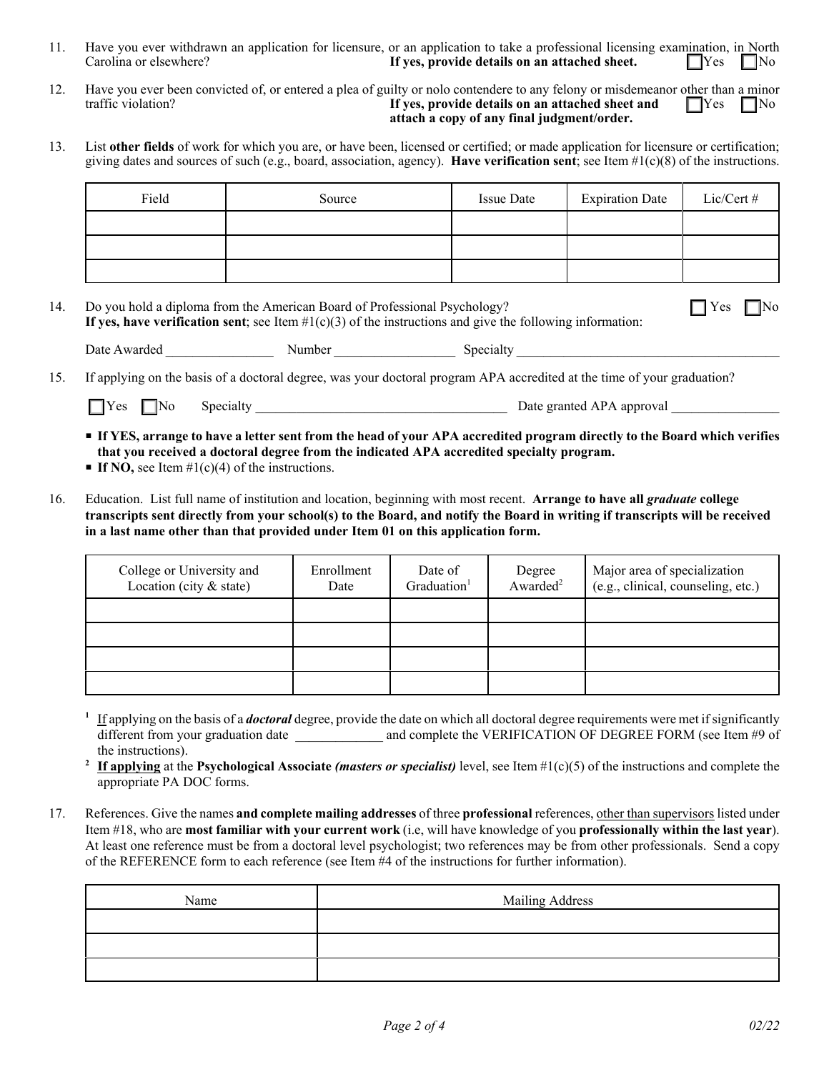11. Have you ever withdrawn an application for licensure, or an application to take a professional licensing examination, in North Carolina or elsewhere? **If yes, provide details on an attached sheet.** ☐Yes ☐No

12. Have you ever been convicted of, or entered a plea of guilty or nolo contendere to any felony or misdemeanor other than a minor traffic violation? **If yes, provide details on an attached sheet and attach a copy of any final judgment/order.** ☐Yes ☐No

13. List **other fields** of work for which you are, or have been, licensed or certified; or made application for licensure or certification; giving dates and sources of such (e.g., board, association, agency). **Have verification sent**; see Item #1(c)(8) of the instructions.

| Field | Source | Issue Date | Expiration Date | Lic/Cert # |
|---|---|---|---|---|
| | | | | |
| | | | | |
| | | | | |

14. Do you hold a diploma from the American Board of Professional Psychology? ☐ Yes ☐No
**If yes, have verification sent**; see Item #1(c)(3) of the instructions and give the following information:

Date Awarded ________________ Number __________________ Specialty ________________________________________

15. If applying on the basis of a doctoral degree, was your doctoral program APA accredited at the time of your graduation?

☐Yes ☐No Specialty ______________________________________ Date granted APA approval ________________

- **If YES, arrange to have a letter sent from the head of your APA accredited program directly to the Board which verifies that you received a doctoral degree from the indicated APA accredited specialty program.**
- **If NO,** see Item #1(c)(4) of the instructions.

16. Education. List full name of institution and location, beginning with most recent. **Arrange to have all *graduate* college transcripts sent directly from your school(s) to the Board, and notify the Board in writing if transcripts will be received in a last name other than that provided under Item 01 on this application form.**

| College or University and Location (city & state) | Enrollment Date | Date of Graduation[1] | Degree Awarded[2] | Major area of specialization (e.g., clinical, counseling, etc.) |
|---|---|---|---|---|
| | | | | |
| | | | | |
| | | | | |
| | | | | |

[1] If applying on the basis of a ***doctoral*** degree, provide the date on which all doctoral degree requirements were met if significantly different from your graduation date _____________ and complete the VERIFICATION OF DEGREE FORM (see Item #9 of the instructions).

[2] **If applying** at the **Psychological Associate *(masters or specialist)*** level, see Item #1(c)(5) of the instructions and complete the appropriate PA DOC forms.

17. References. Give the names **and complete mailing addresses** of three **professional** references, other than supervisors listed under Item #18, who are **most familiar with your current work** (i.e, will have knowledge of you **professionally within the last year**). At least one reference must be from a doctoral level psychologist; two references may be from other professionals. Send a copy of the REFERENCE form to each reference (see Item #4 of the instructions for further information).

| Name | Mailing Address |
|---|---|
| | |
| | |
| | |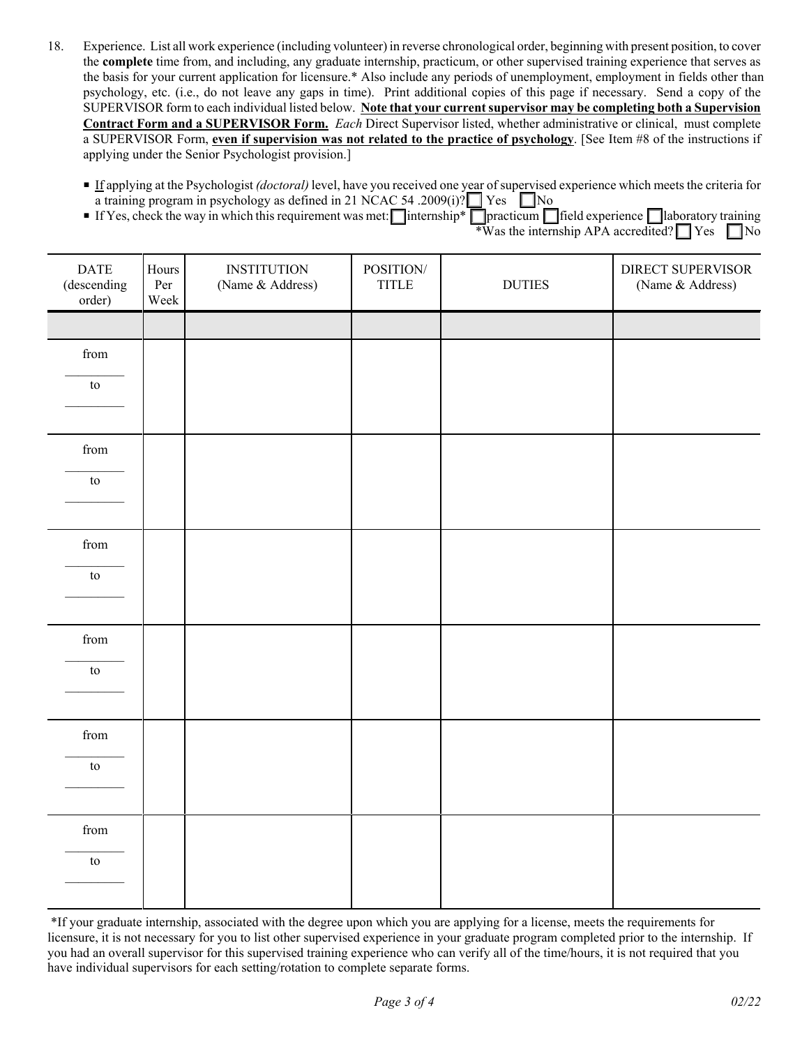18. Experience. List all work experience (including volunteer) in reverse chronological order, beginning with present position, to cover the **complete** time from, and including, any graduate internship, practicum, or other supervised training experience that serves as the basis for your current application for licensure.* Also include any periods of unemployment, employment in fields other than psychology, etc. (i.e., do not leave any gaps in time). Print additional copies of this page if necessary. Send a copy of the SUPERVISOR form to each individual listed below. **Note that your current supervisor may be completing both a Supervision Contract Form and a SUPERVISOR Form.** *Each* Direct Supervisor listed, whether administrative or clinical, must complete a SUPERVISOR Form, **even if supervision was not related to the practice of psychology**. [See Item #8 of the instructions if applying under the Senior Psychologist provision.]

- If applying at the Psychologist *(doctoral)* level, have you received one year of supervised experience which meets the criteria for a training program in psychology as defined in 21 NCAC 54 .2009(i)? ☐ Yes ☐ No
- If Yes, check the way in which this requirement was met: ☐ internship* ☐ practicum ☐ field experience ☐ laboratory training

  *Was the internship APA accredited? ☐ Yes ☐ No

| DATE (descending order) | Hours Per Week | INSTITUTION (Name & Address) | POSITION/ TITLE | DUTIES | DIRECT SUPERVISOR (Name & Address) |
|---|---|---|---|---|---|
| | | | | | |
| from _________ to _________ | | | | | |
| from _________ to _________ | | | | | |
| from _________ to _________ | | | | | |
| from _________ to _________ | | | | | |
| from _________ to _________ | | | | | |
| from _________ to _________ | | | | | |

*If your graduate internship, associated with the degree upon which you are applying for a license, meets the requirements for licensure, it is not necessary for you to list other supervised experience in your graduate program completed prior to the internship. If you had an overall supervisor for this supervised training experience who can verify all of the time/hours, it is not required that you have individual supervisors for each setting/rotation to complete separate forms.

02/22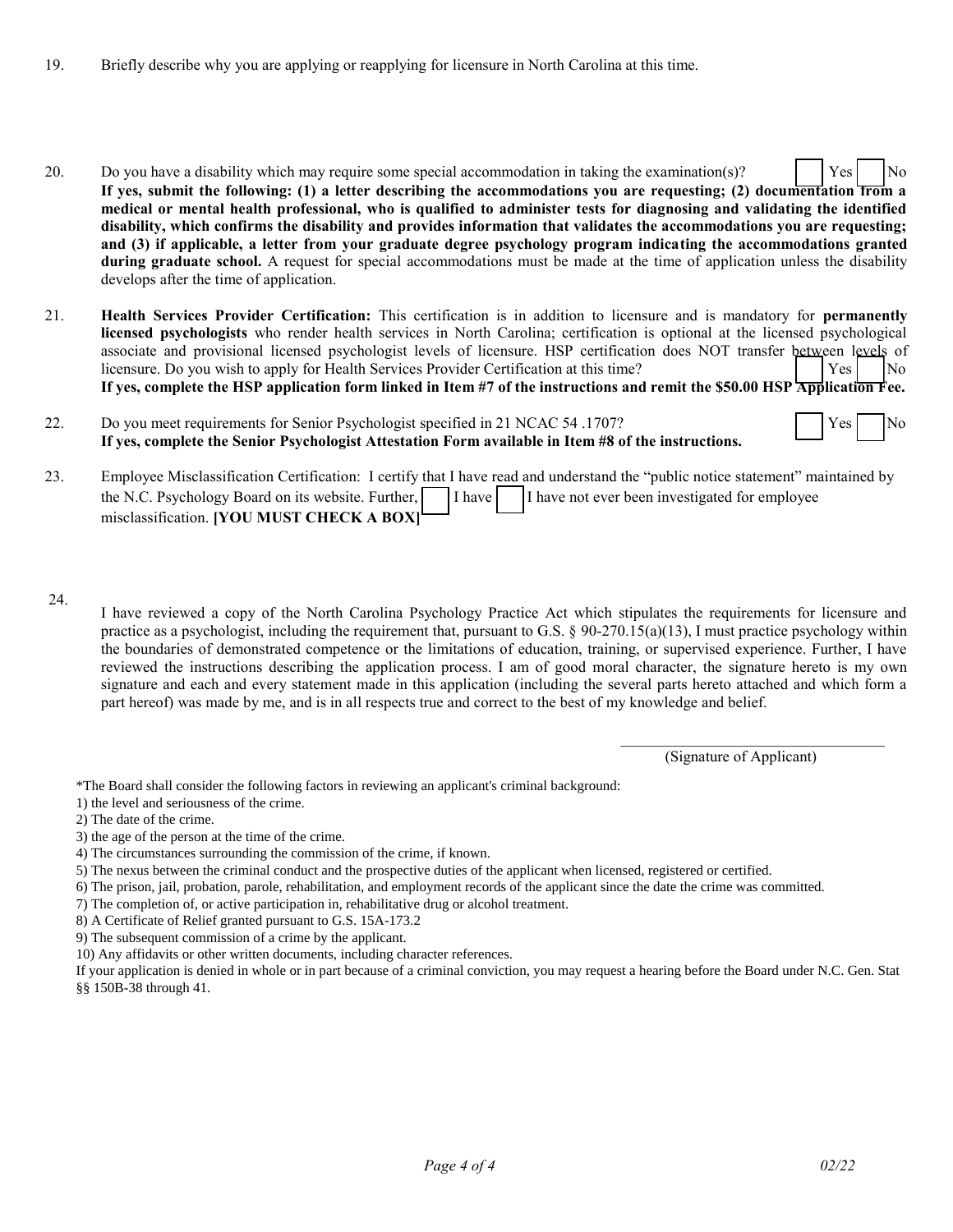19. Briefly describe why you are applying or reapplying for licensure in North Carolina at this time.

20. Do you have a disability which may require some special accommodation in taking the examination(s)? ☐ Yes ☐ No
**If yes, submit the following: (1) a letter describing the accommodations you are requesting; (2) documentation from a medical or mental health professional, who is qualified to administer tests for diagnosing and validating the identified disability, which confirms the disability and provides information that validates the accommodations you are requesting; and (3) if applicable, a letter from your graduate degree psychology program indicating the accommodations granted during graduate school.** A request for special accommodations must be made at the time of application unless the disability develops after the time of application.

21. **Health Services Provider Certification:** This certification is in addition to licensure and is mandatory for **permanently licensed psychologists** who render health services in North Carolina; certification is optional at the licensed psychological associate and provisional licensed psychologist levels of licensure. HSP certification does NOT transfer between levels of licensure. Do you wish to apply for Health Services Provider Certification at this time? ☐ Yes ☐ No
**If yes, complete the HSP application form linked in Item #7 of the instructions and remit the $50.00 HSP Application Fee.**

22. Do you meet requirements for Senior Psychologist specified in 21 NCAC 54 .1707? ☐ Yes ☐ No
**If yes, complete the Senior Psychologist Attestation Form available in Item #8 of the instructions.**

23. Employee Misclassification Certification: I certify that I have read and understand the "public notice statement" maintained by the N.C. Psychology Board on its website. Further, ☐ I have ☐ I have not ever been investigated for employee misclassification. **[YOU MUST CHECK A BOX]**

24. I have reviewed a copy of the North Carolina Psychology Practice Act which stipulates the requirements for licensure and practice as a psychologist, including the requirement that, pursuant to G.S. § 90-270.15(a)(13), I must practice psychology within the boundaries of demonstrated competence or the limitations of education, training, or supervised experience. Further, I have reviewed the instructions describing the application process. I am of good moral character, the signature hereto is my own signature and each and every statement made in this application (including the several parts hereto attached and which form a part hereof) was made by me, and is in all respects true and correct to the best of my knowledge and belief.

\_\_\_\_\_\_\_\_\_\_\_\_\_\_\_\_\_\_\_\_\_\_\_\_\_\_\_\_\_\_\_\_\_\_
(Signature of Applicant)

*The Board shall consider the following factors in reviewing an applicant's criminal background:
1) the level and seriousness of the crime.
2) The date of the crime.
3) the age of the person at the time of the crime.
4) The circumstances surrounding the commission of the crime, if known.
5) The nexus between the criminal conduct and the prospective duties of the applicant when licensed, registered or certified.
6) The prison, jail, probation, parole, rehabilitation, and employment records of the applicant since the date the crime was committed.
7) The completion of, or active participation in, rehabilitative drug or alcohol treatment.
8) A Certificate of Relief granted pursuant to G.S. 15A-173.2
9) The subsequent commission of a crime by the applicant.
10) Any affidavits or other written documents, including character references.

If your application is denied in whole or in part because of a criminal conviction, you may request a hearing before the Board under N.C. Gen. Stat §§ 150B-38 through 41.